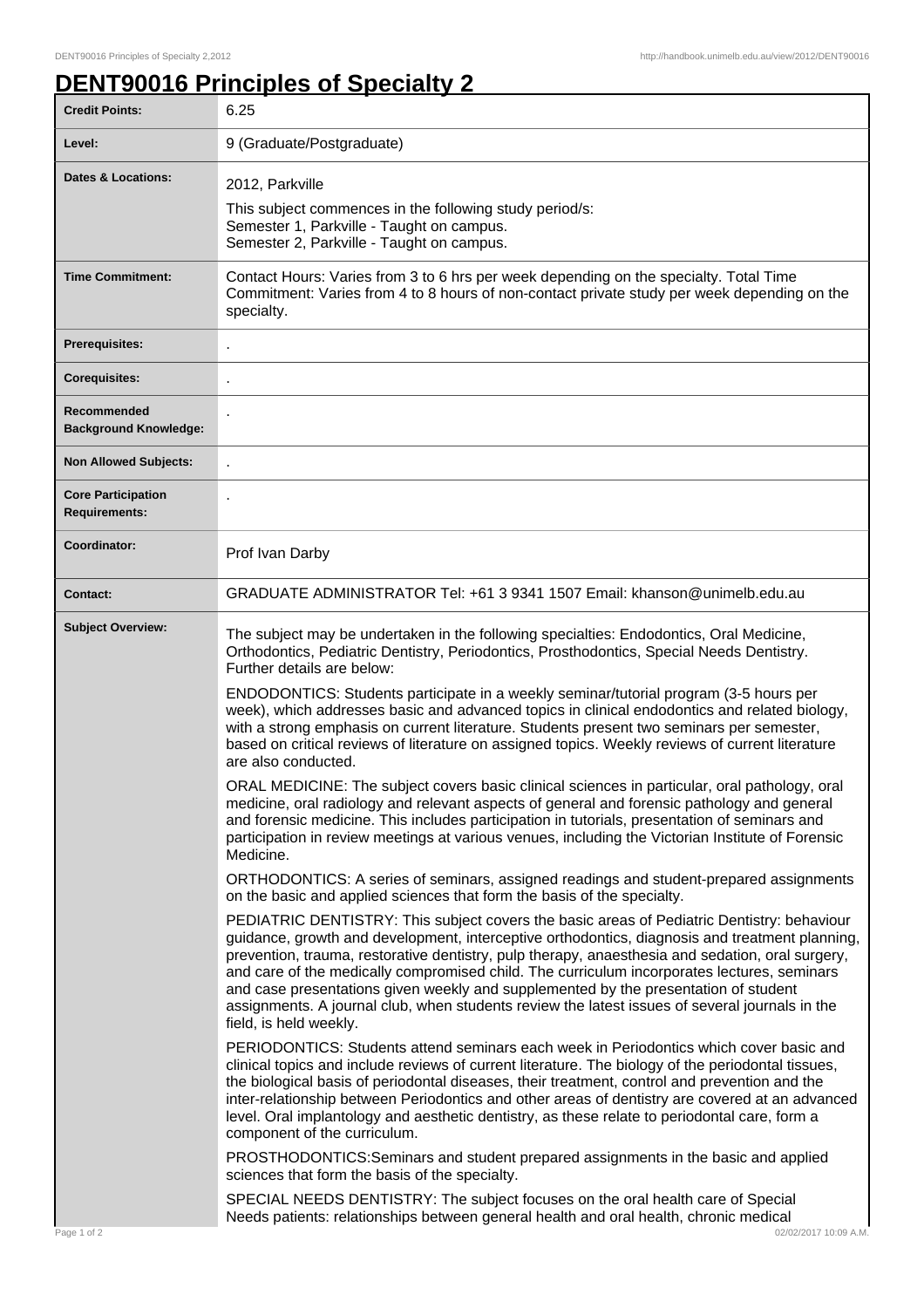# DENT90016 Principles of Specialty 2

| | |
|---|---|
| **Credit Points:** | 6.25 |
| **Level:** | 9 (Graduate/Postgraduate) |
| **Dates & Locations:** | 2012, Parkville<br>This subject commences in the following study period/s:<br>Semester 1, Parkville - Taught on campus.<br>Semester 2, Parkville - Taught on campus. |
| **Time Commitment:** | Contact Hours: Varies from 3 to 6 hrs per week depending on the specialty. Total Time Commitment: Varies from 4 to 8 hours of non-contact private study per week depending on the specialty. |
| **Prerequisites:** | . |
| **Corequisites:** | . |
| **Recommended Background Knowledge:** | . |
| **Non Allowed Subjects:** | . |
| **Core Participation Requirements:** | . |
| **Coordinator:** | Prof Ivan Darby |
| **Contact:** | GRADUATE ADMINISTRATOR Tel: +61 3 9341 1507 Email: khanson@unimelb.edu.au |
| **Subject Overview:** | The subject may be undertaken in the following specialties: Endodontics, Oral Medicine, Orthodontics, Pediatric Dentistry, Periodontics, Prosthodontics, Special Needs Dentistry. Further details are below:<br><br>ENDODONTICS: Students participate in a weekly seminar/tutorial program (3-5 hours per week), which addresses basic and advanced topics in clinical endodontics and related biology, with a strong emphasis on current literature. Students present two seminars per semester, based on critical reviews of literature on assigned topics. Weekly reviews of current literature are also conducted.<br><br>ORAL MEDICINE: The subject covers basic clinical sciences in particular, oral pathology, oral medicine, oral radiology and relevant aspects of general and forensic pathology and general and forensic medicine. This includes participation in tutorials, presentation of seminars and participation in review meetings at various venues, including the Victorian Institute of Forensic Medicine.<br><br>ORTHODONTICS: A series of seminars, assigned readings and student-prepared assignments on the basic and applied sciences that form the basis of the specialty.<br><br>PEDIATRIC DENTISTRY: This subject covers the basic areas of Pediatric Dentistry: behaviour guidance, growth and development, interceptive orthodontics, diagnosis and treatment planning, prevention, trauma, restorative dentistry, pulp therapy, anaesthesia and sedation, oral surgery, and care of the medically compromised child. The curriculum incorporates lectures, seminars and case presentations given weekly and supplemented by the presentation of student assignments. A journal club, when students review the latest issues of several journals in the field, is held weekly.<br><br>PERIODONTICS: Students attend seminars each week in Periodontics which cover basic and clinical topics and include reviews of current literature. The biology of the periodontal tissues, the biological basis of periodontal diseases, their treatment, control and prevention and the inter-relationship between Periodontics and other areas of dentistry are covered at an advanced level. Oral implantology and aesthetic dentistry, as these relate to periodontal care, form a component of the curriculum.<br><br>PROSTHODONTICS:Seminars and student prepared assignments in the basic and applied sciences that form the basis of the specialty.<br><br>SPECIAL NEEDS DENTISTRY: The subject focuses on the oral health care of Special Needs patients: relationships between general health and oral health, chronic medical |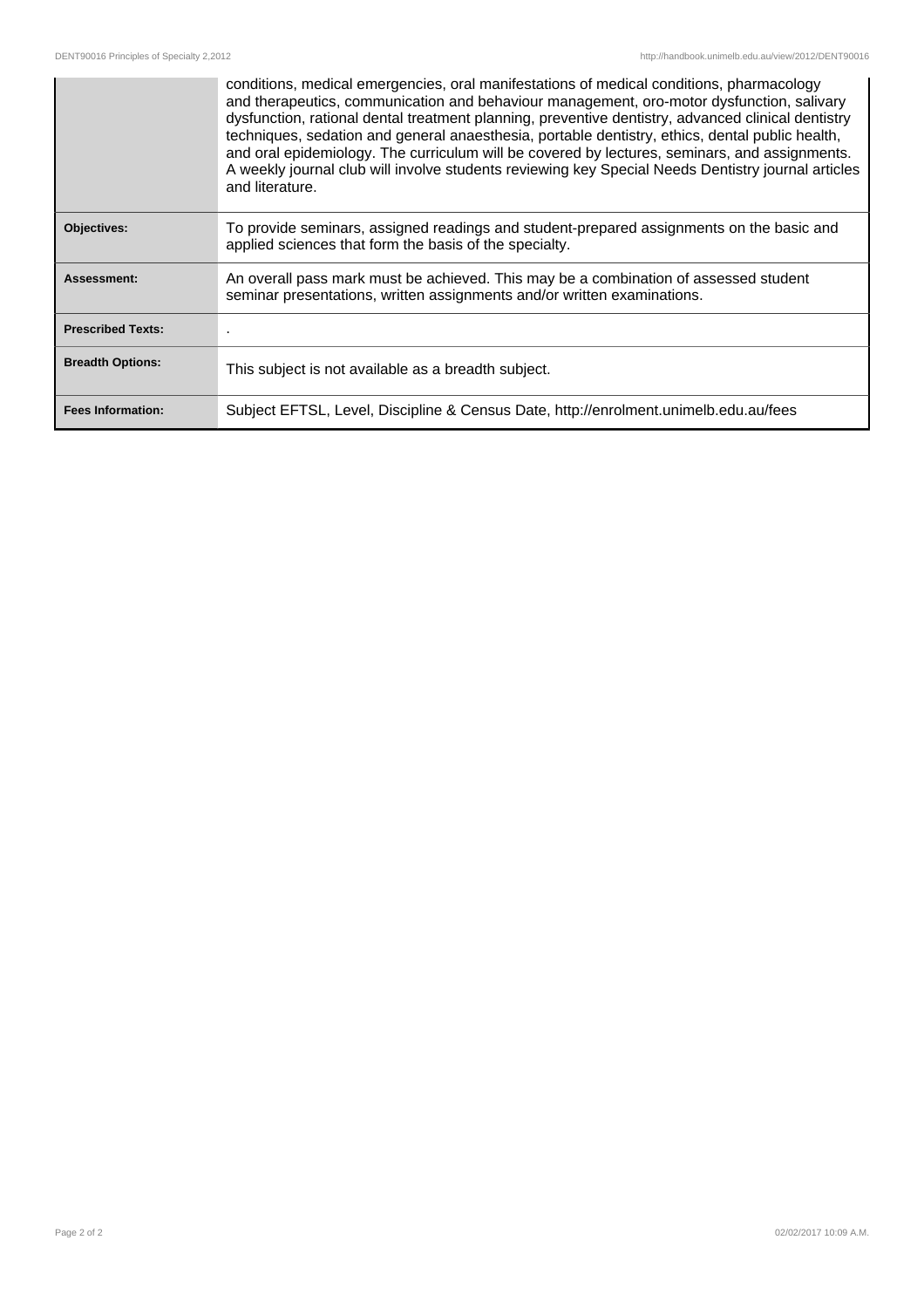| | |
|---|---|
| | conditions, medical emergencies, oral manifestations of medical conditions, pharmacology and therapeutics, communication and behaviour management, oro-motor dysfunction, salivary dysfunction, rational dental treatment planning, preventive dentistry, advanced clinical dentistry techniques, sedation and general anaesthesia, portable dentistry, ethics, dental public health, and oral epidemiology. The curriculum will be covered by lectures, seminars, and assignments. A weekly journal club will involve students reviewing key Special Needs Dentistry journal articles and literature. |
| **Objectives:** | To provide seminars, assigned readings and student-prepared assignments on the basic and applied sciences that form the basis of the specialty. |
| **Assessment:** | An overall pass mark must be achieved. This may be a combination of assessed student seminar presentations, written assignments and/or written examinations. |
| **Prescribed Texts:** | . |
| **Breadth Options:** | This subject is not available as a breadth subject. |
| **Fees Information:** | Subject EFTSL, Level, Discipline & Census Date, http://enrolment.unimelb.edu.au/fees |